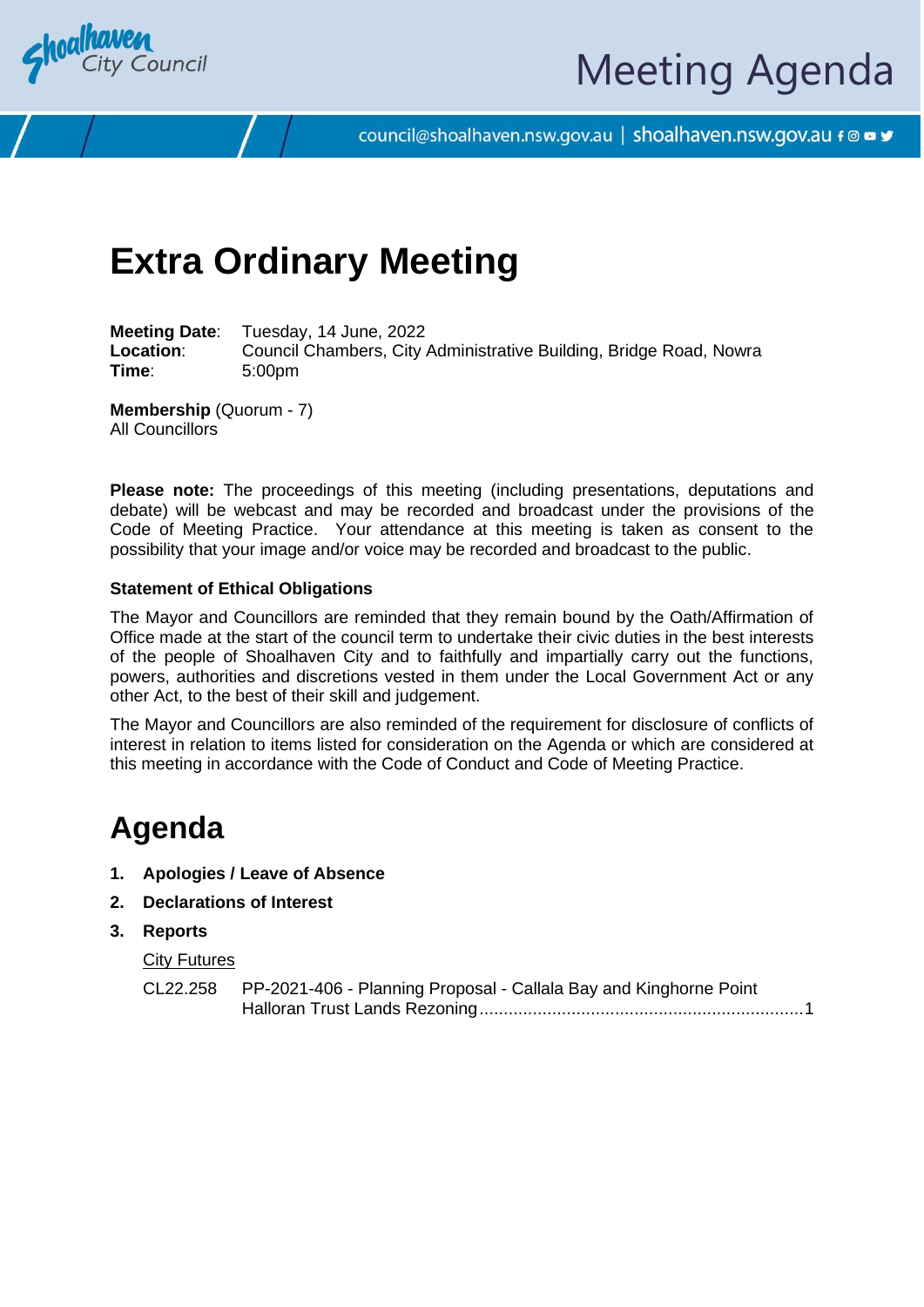Shoalhaven City Council

# Meeting Agenda

council@shoalhaven.nsw.gov.au | shoalhaven.nsw.gov.au

# Extra Ordinary Meeting

**Meeting Date**: Tuesday, 14 June, 2022
**Location**: Council Chambers, City Administrative Building, Bridge Road, Nowra
**Time**: 5:00pm

**Membership** (Quorum - 7)
All Councillors

**Please note:** The proceedings of this meeting (including presentations, deputations and debate) will be webcast and may be recorded and broadcast under the provisions of the Code of Meeting Practice. Your attendance at this meeting is taken as consent to the possibility that your image and/or voice may be recorded and broadcast to the public.

### Statement of Ethical Obligations

The Mayor and Councillors are reminded that they remain bound by the Oath/Affirmation of Office made at the start of the council term to undertake their civic duties in the best interests of the people of Shoalhaven City and to faithfully and impartially carry out the functions, powers, authorities and discretions vested in them under the Local Government Act or any other Act, to the best of their skill and judgement.

The Mayor and Councillors are also reminded of the requirement for disclosure of conflicts of interest in relation to items listed for consideration on the Agenda or which are considered at this meeting in accordance with the Code of Conduct and Code of Meeting Practice.

# Agenda

1. **Apologies / Leave of Absence**
2. **Declarations of Interest**
3. **Reports**

City Futures

CL22.258 PP-2021-406 - Planning Proposal - Callala Bay and Kinghorne Point Halloran Trust Lands Rezoning ....................................................................1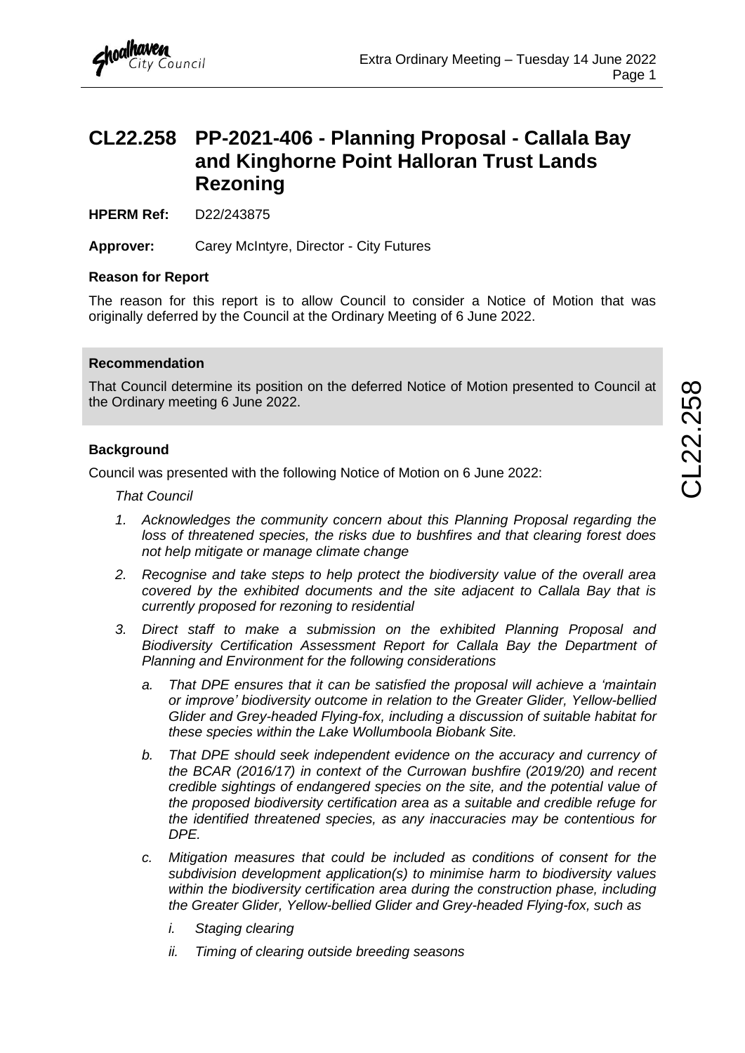# CL22.258 PP-2021-406 - Planning Proposal - Callala Bay and Kinghorne Point Halloran Trust Lands Rezoning

**HPERM Ref:** D22/243875

**Approver:** Carey McIntyre, Director - City Futures

### Reason for Report

The reason for this report is to allow Council to consider a Notice of Motion that was originally deferred by the Council at the Ordinary Meeting of 6 June 2022.

### Recommendation

That Council determine its position on the deferred Notice of Motion presented to Council at the Ordinary meeting 6 June 2022.

### Background

Council was presented with the following Notice of Motion on 6 June 2022:

*That Council*

1. *Acknowledges the community concern about this Planning Proposal regarding the loss of threatened species, the risks due to bushfires and that clearing forest does not help mitigate or manage climate change*
2. *Recognise and take steps to help protect the biodiversity value of the overall area covered by the exhibited documents and the site adjacent to Callala Bay that is currently proposed for rezoning to residential*
3. *Direct staff to make a submission on the exhibited Planning Proposal and Biodiversity Certification Assessment Report for Callala Bay the Department of Planning and Environment for the following considerations*
   a. *That DPE ensures that it can be satisfied the proposal will achieve a 'maintain or improve' biodiversity outcome in relation to the Greater Glider, Yellow-bellied Glider and Grey-headed Flying-fox, including a discussion of suitable habitat for these species within the Lake Wollumboola Biobank Site.*
   b. *That DPE should seek independent evidence on the accuracy and currency of the BCAR (2016/17) in context of the Currowan bushfire (2019/20) and recent credible sightings of endangered species on the site, and the potential value of the proposed biodiversity certification area as a suitable and credible refuge for the identified threatened species, as any inaccuracies may be contentious for DPE.*
   c. *Mitigation measures that could be included as conditions of consent for the subdivision development application(s) to minimise harm to biodiversity values within the biodiversity certification area during the construction phase, including the Greater Glider, Yellow-bellied Glider and Grey-headed Flying-fox, such as*
      i. *Staging clearing*
      ii. *Timing of clearing outside breeding seasons*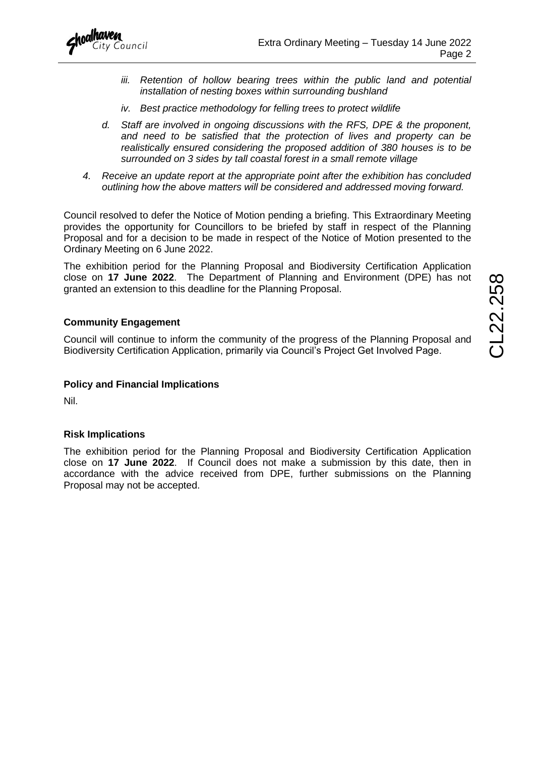*iii. Retention of hollow bearing trees within the public land and potential installation of nesting boxes within surrounding bushland*

*iv. Best practice methodology for felling trees to protect wildlife*

*d. Staff are involved in ongoing discussions with the RFS, DPE & the proponent, and need to be satisfied that the protection of lives and property can be realistically ensured considering the proposed addition of 380 houses is to be surrounded on 3 sides by tall coastal forest in a small remote village*

*4. Receive an update report at the appropriate point after the exhibition has concluded outlining how the above matters will be considered and addressed moving forward.*

Council resolved to defer the Notice of Motion pending a briefing. This Extraordinary Meeting provides the opportunity for Councillors to be briefed by staff in respect of the Planning Proposal and for a decision to be made in respect of the Notice of Motion presented to the Ordinary Meeting on 6 June 2022.

The exhibition period for the Planning Proposal and Biodiversity Certification Application close on **17 June 2022**. The Department of Planning and Environment (DPE) has not granted an extension to this deadline for the Planning Proposal.

**Community Engagement**

Council will continue to inform the community of the progress of the Planning Proposal and Biodiversity Certification Application, primarily via Council's Project Get Involved Page.

**Policy and Financial Implications**

Nil.

**Risk Implications**

The exhibition period for the Planning Proposal and Biodiversity Certification Application close on **17 June 2022**. If Council does not make a submission by this date, then in accordance with the advice received from DPE, further submissions on the Planning Proposal may not be accepted.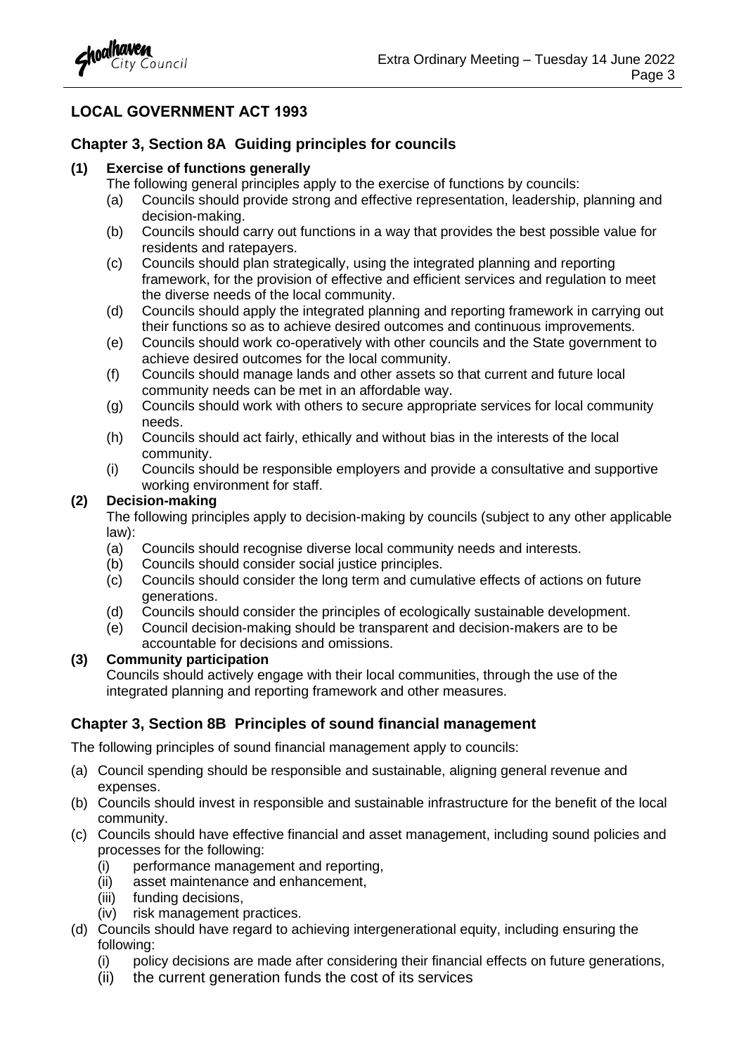## LOCAL GOVERNMENT ACT 1993

### Chapter 3, Section 8A Guiding principles for councils

**(1) Exercise of functions generally**

The following general principles apply to the exercise of functions by councils:

(a) Councils should provide strong and effective representation, leadership, planning and decision-making.

(b) Councils should carry out functions in a way that provides the best possible value for residents and ratepayers.

(c) Councils should plan strategically, using the integrated planning and reporting framework, for the provision of effective and efficient services and regulation to meet the diverse needs of the local community.

(d) Councils should apply the integrated planning and reporting framework in carrying out their functions so as to achieve desired outcomes and continuous improvements.

(e) Councils should work co-operatively with other councils and the State government to achieve desired outcomes for the local community.

(f) Councils should manage lands and other assets so that current and future local community needs can be met in an affordable way.

(g) Councils should work with others to secure appropriate services for local community needs.

(h) Councils should act fairly, ethically and without bias in the interests of the local community.

(i) Councils should be responsible employers and provide a consultative and supportive working environment for staff.

**(2) Decision-making**

The following principles apply to decision-making by councils (subject to any other applicable law):

(a) Councils should recognise diverse local community needs and interests.

(b) Councils should consider social justice principles.

(c) Councils should consider the long term and cumulative effects of actions on future generations.

(d) Councils should consider the principles of ecologically sustainable development.

(e) Council decision-making should be transparent and decision-makers are to be accountable for decisions and omissions.

**(3) Community participation**

Councils should actively engage with their local communities, through the use of the integrated planning and reporting framework and other measures.

### Chapter 3, Section 8B Principles of sound financial management

The following principles of sound financial management apply to councils:

(a) Council spending should be responsible and sustainable, aligning general revenue and expenses.

(b) Councils should invest in responsible and sustainable infrastructure for the benefit of the local community.

(c) Councils should have effective financial and asset management, including sound policies and processes for the following:

- (i) performance management and reporting,
- (ii) asset maintenance and enhancement,
- (iii) funding decisions,
- (iv) risk management practices.

(d) Councils should have regard to achieving intergenerational equity, including ensuring the following:

- (i) policy decisions are made after considering their financial effects on future generations,
- (ii) the current generation funds the cost of its services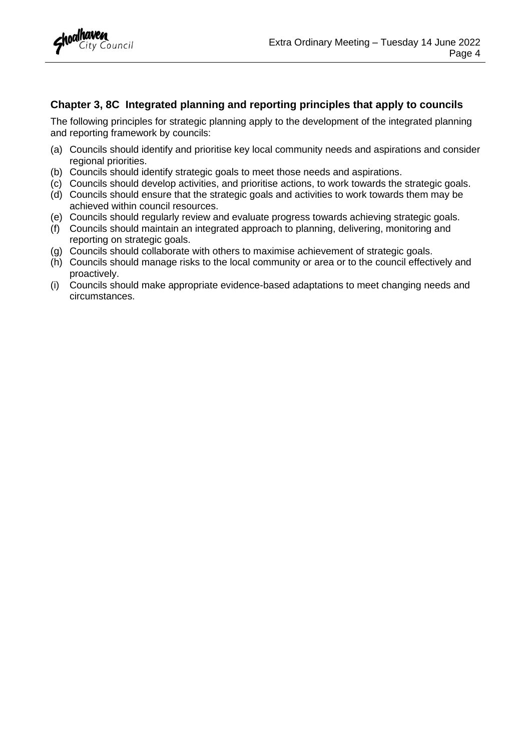## Chapter 3, 8C Integrated planning and reporting principles that apply to councils

The following principles for strategic planning apply to the development of the integrated planning and reporting framework by councils:

(a) Councils should identify and prioritise key local community needs and aspirations and consider regional priorities.
(b) Councils should identify strategic goals to meet those needs and aspirations.
(c) Councils should develop activities, and prioritise actions, to work towards the strategic goals.
(d) Councils should ensure that the strategic goals and activities to work towards them may be achieved within council resources.
(e) Councils should regularly review and evaluate progress towards achieving strategic goals.
(f) Councils should maintain an integrated approach to planning, delivering, monitoring and reporting on strategic goals.
(g) Councils should collaborate with others to maximise achievement of strategic goals.
(h) Councils should manage risks to the local community or area or to the council effectively and proactively.
(i) Councils should make appropriate evidence-based adaptations to meet changing needs and circumstances.